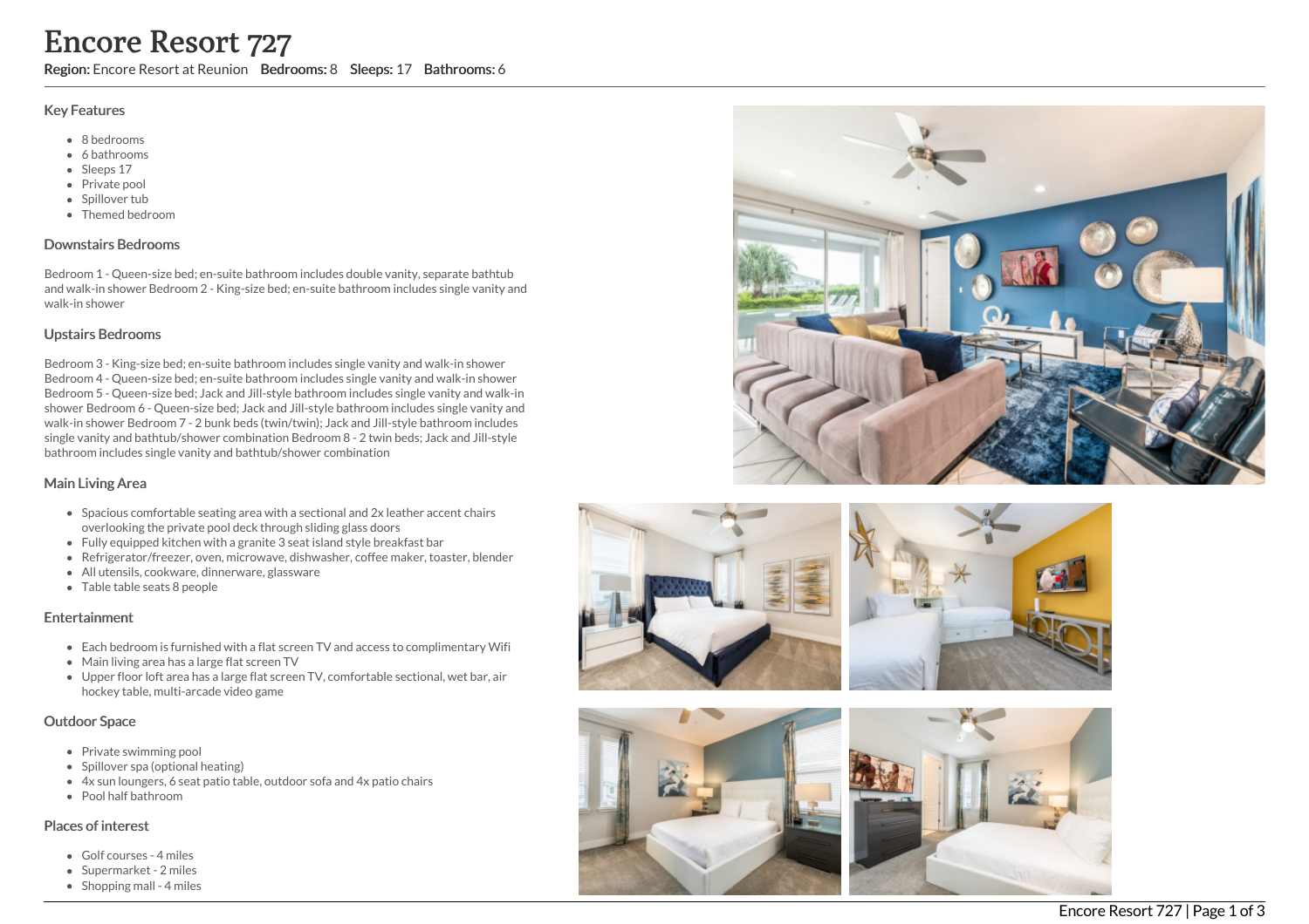# Encore Resort 727

**Region:** Encore Resort at Reunion **Bedrooms:** 8 **Sleeps:** 17 **Bathrooms:** 6

## Key Features

- 8 bedrooms
- 6 bathrooms
- Sleeps 17
- Private pool
- Spillover tub
- Themed bedroom

## Downstairs Bedrooms

Bedroom 1 - Queen-size bed; en-suite bathroom includes double vanity, separate bathtub and walk-in shower Bedroom 2 - King-size bed; en-suite bathroom includes single vanity and walk-in shower

## Upstairs Bedrooms

Bedroom 3 - King-size bed; en-suite bathroom includes single vanity and walk-in shower Bedroom 4 - Queen-size bed; en-suite bathroom includes single vanity and walk-in shower Bedroom 5 - Queen-size bed; Jack and Jill-style bathroom includes single vanity and walk-in shower Bedroom 6 - Queen-size bed; Jack and Jill-style bathroom includes single vanity and walk-in shower Bedroom 7 - 2 bunk beds (twin/twin); Jack and Jill-style bathroom includes single vanity and bathtub/shower combination Bedroom 8 - 2 twin beds; Jack and Jill-style bathroom includes single vanity and bathtub/shower combination

## Main Living Area

- Spacious comfortable seating area with a sectional and 2x leather accent chairs overlooking the private pool deck through sliding glass doors
- Fully equipped kitchen with a granite 3 seat island style breakfast bar
- Refrigerator/freezer, oven, microwave, dishwasher, coffee maker, toaster, blender
- All utensils, cookware, dinnerware, glassware
- Table table seats 8 people

## Entertainment

- Each bedroom is furnished with a flat screen TV and access to complimentary Wifi
- Main living area has a large flat screen TV
- Upper floor loft area has a large flat screen TV, comfortable sectional, wet bar, air hockey table, multi-arcade video game

## Outdoor Space

- Private swimming pool
- Spillover spa (optional heating)
- 4x sun loungers, 6 seat patio table, outdoor sofa and 4x patio chairs
- Pool half bathroom

## Places of interest

- Golf courses - 4 miles
- Supermarket - 2 miles
- Shopping mall - 4 miles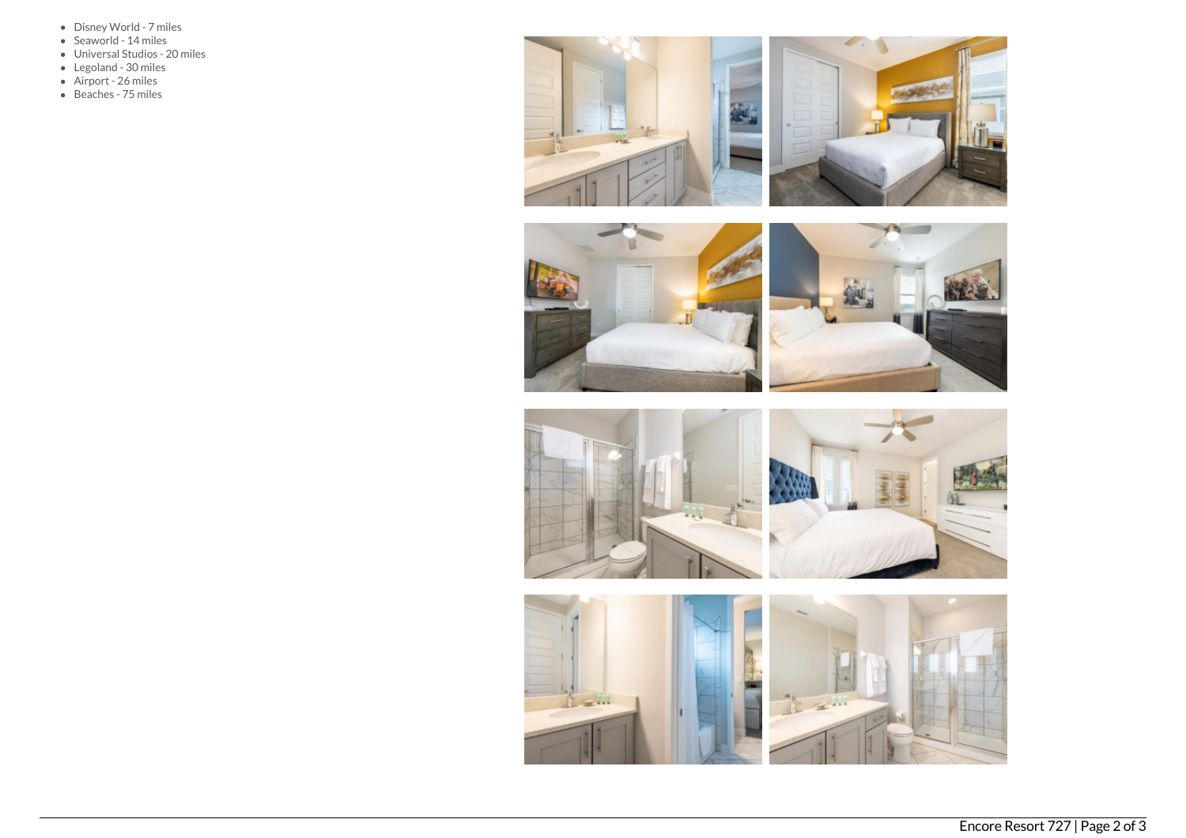- Disney World - 7 miles
- Seaworld - 14 miles
- Universal Studios - 20 miles
- Legoland - 30 miles
- Airport - 26 miles
- Beaches - 75 miles